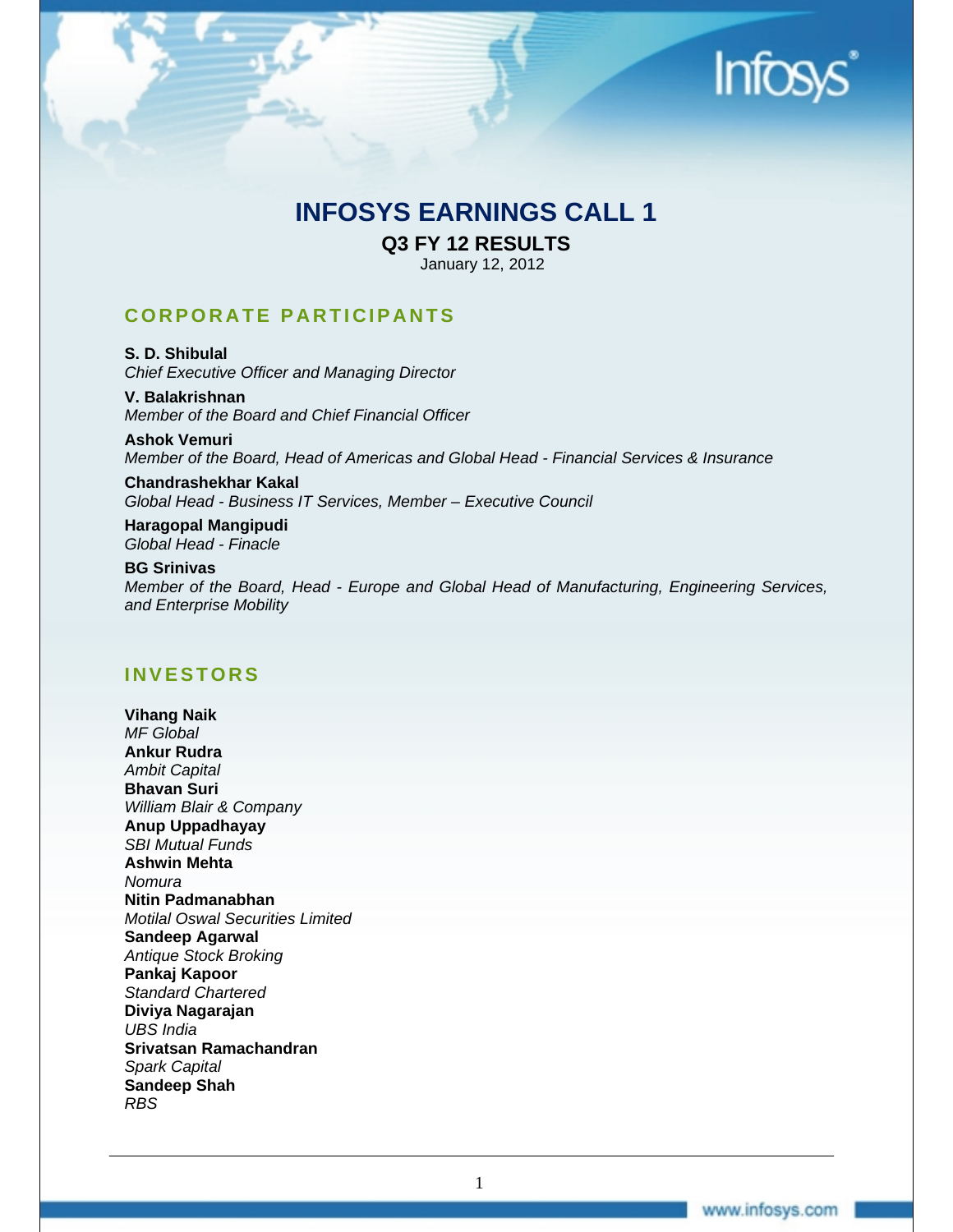# INFOSYS EARNINGS CALL 1

## Q3 FY 12 RESULTS

January 12, 2012

## CORPORATE PARTICIPANTS

**S. D. Shibulal**
*Chief Executive Officer and Managing Director*

**V. Balakrishnan**
*Member of the Board and Chief Financial Officer*

**Ashok Vemuri**
*Member of the Board, Head of Americas and Global Head - Financial Services & Insurance*

**Chandrashekhar Kakal**
*Global Head - Business IT Services, Member – Executive Council*

**Haragopal Mangipudi**
*Global Head - Finacle*

**BG Srinivas**
*Member of the Board, Head - Europe and Global Head of Manufacturing, Engineering Services, and Enterprise Mobility*

## INVESTORS

**Vihang Naik**
*MF Global*
**Ankur Rudra**
*Ambit Capital*
**Bhavan Suri**
*William Blair & Company*
**Anup Uppadhayay**
*SBI Mutual Funds*
**Ashwin Mehta**
*Nomura*
**Nitin Padmanabhan**
*Motilal Oswal Securities Limited*
**Sandeep Agarwal**
*Antique Stock Broking*
**Pankaj Kapoor**
*Standard Chartered*
**Diviya Nagarajan**
*UBS India*
**Srivatsan Ramachandran**
*Spark Capital*
**Sandeep Shah**
*RBS*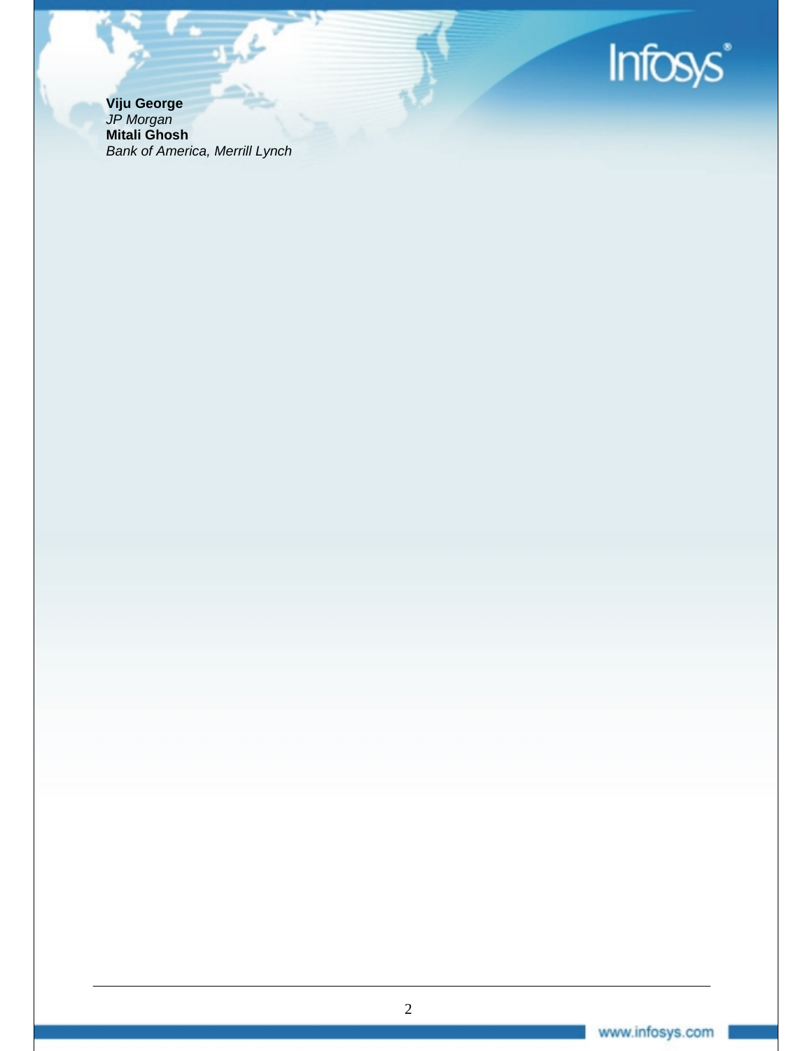**Viju George**
*JP Morgan*
**Mitali Ghosh**
*Bank of America, Merrill Lynch*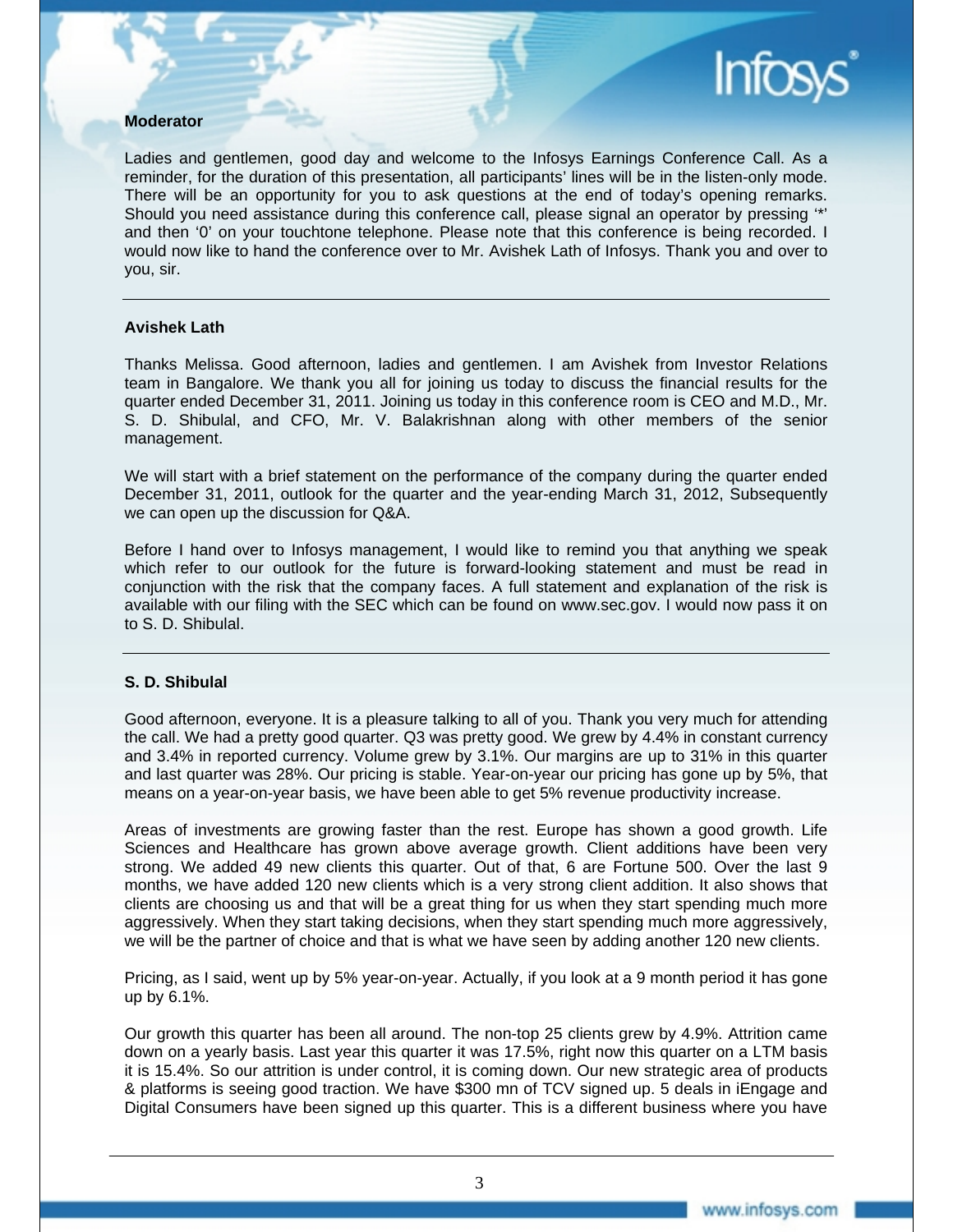**Moderator**

Ladies and gentlemen, good day and welcome to the Infosys Earnings Conference Call. As a reminder, for the duration of this presentation, all participants' lines will be in the listen-only mode. There will be an opportunity for you to ask questions at the end of today's opening remarks. Should you need assistance during this conference call, please signal an operator by pressing '*' and then '0' on your touchtone telephone. Please note that this conference is being recorded. I would now like to hand the conference over to Mr. Avishek Lath of Infosys. Thank you and over to you, sir.

---

**Avishek Lath**

Thanks Melissa. Good afternoon, ladies and gentlemen. I am Avishek from Investor Relations team in Bangalore. We thank you all for joining us today to discuss the financial results for the quarter ended December 31, 2011. Joining us today in this conference room is CEO and M.D., Mr. S. D. Shibulal, and CFO, Mr. V. Balakrishnan along with other members of the senior management.

We will start with a brief statement on the performance of the company during the quarter ended December 31, 2011, outlook for the quarter and the year-ending March 31, 2012, Subsequently we can open up the discussion for Q&A.

Before I hand over to Infosys management, I would like to remind you that anything we speak which refer to our outlook for the future is forward-looking statement and must be read in conjunction with the risk that the company faces. A full statement and explanation of the risk is available with our filing with the SEC which can be found on www.sec.gov. I would now pass it on to S. D. Shibulal.

---

**S. D. Shibulal**

Good afternoon, everyone. It is a pleasure talking to all of you. Thank you very much for attending the call. We had a pretty good quarter. Q3 was pretty good. We grew by 4.4% in constant currency and 3.4% in reported currency. Volume grew by 3.1%. Our margins are up to 31% in this quarter and last quarter was 28%. Our pricing is stable. Year-on-year our pricing has gone up by 5%, that means on a year-on-year basis, we have been able to get 5% revenue productivity increase.

Areas of investments are growing faster than the rest. Europe has shown a good growth. Life Sciences and Healthcare has grown above average growth. Client additions have been very strong. We added 49 new clients this quarter. Out of that, 6 are Fortune 500. Over the last 9 months, we have added 120 new clients which is a very strong client addition. It also shows that clients are choosing us and that will be a great thing for us when they start spending much more aggressively. When they start taking decisions, when they start spending much more aggressively, we will be the partner of choice and that is what we have seen by adding another 120 new clients.

Pricing, as I said, went up by 5% year-on-year. Actually, if you look at a 9 month period it has gone up by 6.1%.

Our growth this quarter has been all around. The non-top 25 clients grew by 4.9%. Attrition came down on a yearly basis. Last year this quarter it was 17.5%, right now this quarter on a LTM basis it is 15.4%. So our attrition is under control, it is coming down. Our new strategic area of products & platforms is seeing good traction. We have $300 mn of TCV signed up. 5 deals in iEngage and Digital Consumers have been signed up this quarter. This is a different business where you have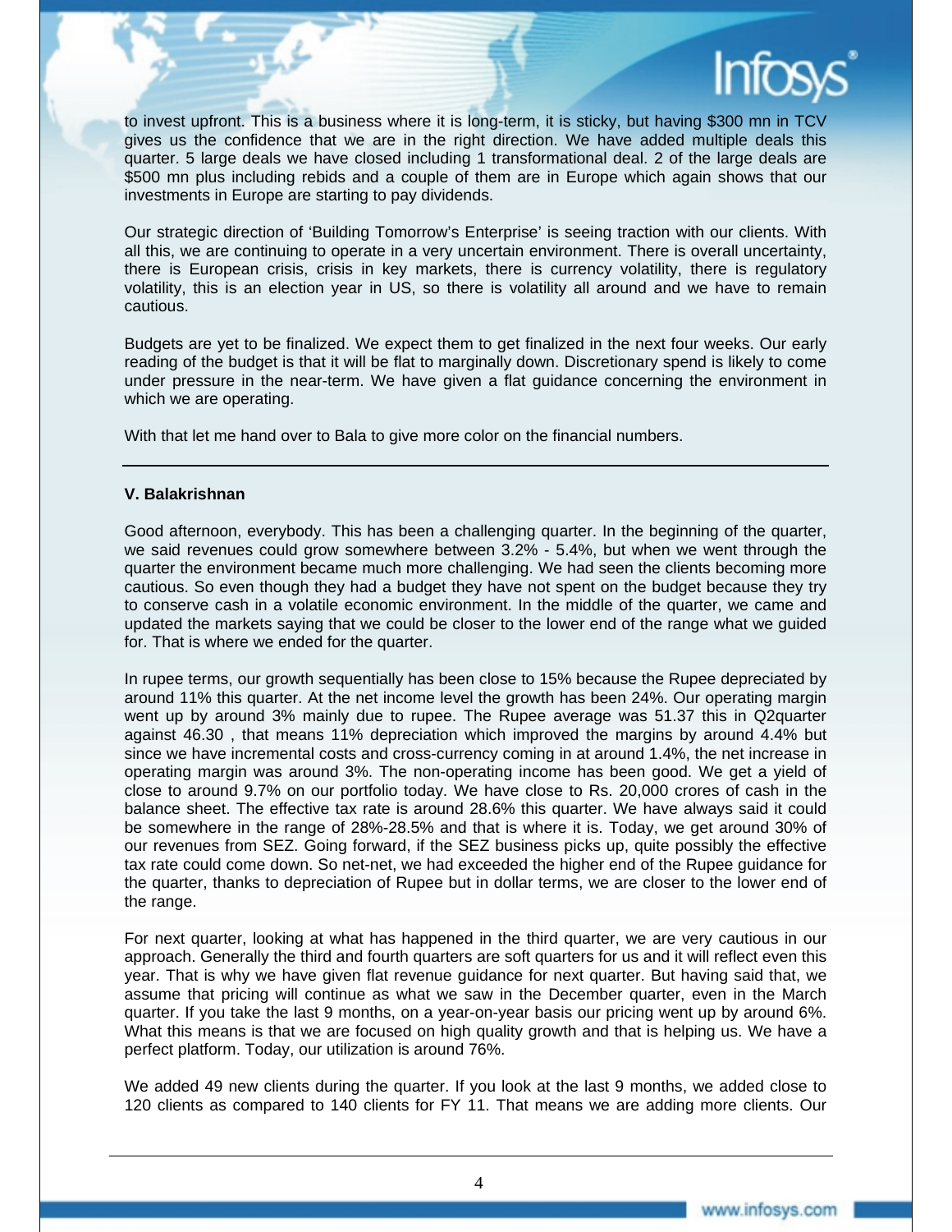to invest upfront. This is a business where it is long-term, it is sticky, but having $300 mn in TCV gives us the confidence that we are in the right direction. We have added multiple deals this quarter. 5 large deals we have closed including 1 transformational deal. 2 of the large deals are $500 mn plus including rebids and a couple of them are in Europe which again shows that our investments in Europe are starting to pay dividends.

Our strategic direction of 'Building Tomorrow's Enterprise' is seeing traction with our clients. With all this, we are continuing to operate in a very uncertain environment. There is overall uncertainty, there is European crisis, crisis in key markets, there is currency volatility, there is regulatory volatility, this is an election year in US, so there is volatility all around and we have to remain cautious.

Budgets are yet to be finalized. We expect them to get finalized in the next four weeks. Our early reading of the budget is that it will be flat to marginally down. Discretionary spend is likely to come under pressure in the near-term. We have given a flat guidance concerning the environment in which we are operating.

With that let me hand over to Bala to give more color on the financial numbers.

---

**V. Balakrishnan**

Good afternoon, everybody. This has been a challenging quarter. In the beginning of the quarter, we said revenues could grow somewhere between 3.2% - 5.4%, but when we went through the quarter the environment became much more challenging. We had seen the clients becoming more cautious. So even though they had a budget they have not spent on the budget because they try to conserve cash in a volatile economic environment. In the middle of the quarter, we came and updated the markets saying that we could be closer to the lower end of the range what we guided for. That is where we ended for the quarter.

In rupee terms, our growth sequentially has been close to 15% because the Rupee depreciated by around 11% this quarter. At the net income level the growth has been 24%. Our operating margin went up by around 3% mainly due to rupee. The Rupee average was 51.37 this in Q2quarter against 46.30 , that means 11% depreciation which improved the margins by around 4.4% but since we have incremental costs and cross-currency coming in at around 1.4%, the net increase in operating margin was around 3%. The non-operating income has been good. We get a yield of close to around 9.7% on our portfolio today. We have close to Rs. 20,000 crores of cash in the balance sheet. The effective tax rate is around 28.6% this quarter. We have always said it could be somewhere in the range of 28%-28.5% and that is where it is. Today, we get around 30% of our revenues from SEZ. Going forward, if the SEZ business picks up, quite possibly the effective tax rate could come down. So net-net, we had exceeded the higher end of the Rupee guidance for the quarter, thanks to depreciation of Rupee but in dollar terms, we are closer to the lower end of the range.

For next quarter, looking at what has happened in the third quarter, we are very cautious in our approach. Generally the third and fourth quarters are soft quarters for us and it will reflect even this year. That is why we have given flat revenue guidance for next quarter. But having said that, we assume that pricing will continue as what we saw in the December quarter, even in the March quarter. If you take the last 9 months, on a year-on-year basis our pricing went up by around 6%. What this means is that we are focused on high quality growth and that is helping us. We have a perfect platform. Today, our utilization is around 76%.

We added 49 new clients during the quarter. If you look at the last 9 months, we added close to 120 clients as compared to 140 clients for FY 11. That means we are adding more clients. Our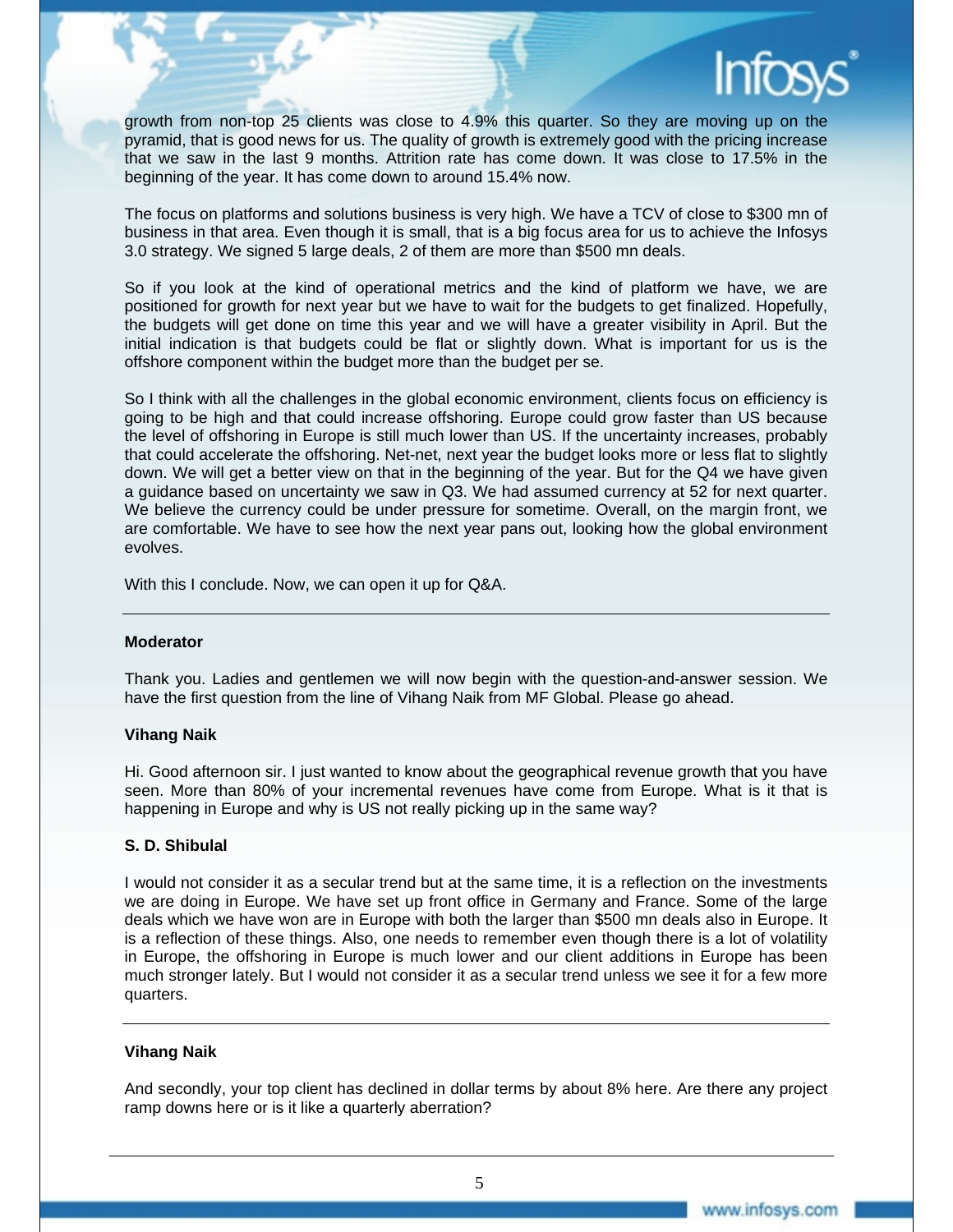growth from non-top 25 clients was close to 4.9% this quarter. So they are moving up on the pyramid, that is good news for us. The quality of growth is extremely good with the pricing increase that we saw in the last 9 months. Attrition rate has come down. It was close to 17.5% in the beginning of the year. It has come down to around 15.4% now.

The focus on platforms and solutions business is very high. We have a TCV of close to $300 mn of business in that area. Even though it is small, that is a big focus area for us to achieve the Infosys 3.0 strategy. We signed 5 large deals, 2 of them are more than $500 mn deals.

So if you look at the kind of operational metrics and the kind of platform we have, we are positioned for growth for next year but we have to wait for the budgets to get finalized. Hopefully, the budgets will get done on time this year and we will have a greater visibility in April. But the initial indication is that budgets could be flat or slightly down. What is important for us is the offshore component within the budget more than the budget per se.

So I think with all the challenges in the global economic environment, clients focus on efficiency is going to be high and that could increase offshoring. Europe could grow faster than US because the level of offshoring in Europe is still much lower than US. If the uncertainty increases, probably that could accelerate the offshoring. Net-net, next year the budget looks more or less flat to slightly down. We will get a better view on that in the beginning of the year. But for the Q4 we have given a guidance based on uncertainty we saw in Q3. We had assumed currency at 52 for next quarter. We believe the currency could be under pressure for sometime. Overall, on the margin front, we are comfortable. We have to see how the next year pans out, looking how the global environment evolves.

With this I conclude. Now, we can open it up for Q&A.

---

**Moderator**

Thank you. Ladies and gentlemen we will now begin with the question-and-answer session. We have the first question from the line of Vihang Naik from MF Global. Please go ahead.

**Vihang Naik**

Hi. Good afternoon sir. I just wanted to know about the geographical revenue growth that you have seen. More than 80% of your incremental revenues have come from Europe. What is it that is happening in Europe and why is US not really picking up in the same way?

**S. D. Shibulal**

I would not consider it as a secular trend but at the same time, it is a reflection on the investments we are doing in Europe. We have set up front office in Germany and France. Some of the large deals which we have won are in Europe with both the larger than $500 mn deals also in Europe. It is a reflection of these things. Also, one needs to remember even though there is a lot of volatility in Europe, the offshoring in Europe is much lower and our client additions in Europe has been much stronger lately. But I would not consider it as a secular trend unless we see it for a few more quarters.

---

**Vihang Naik**

And secondly, your top client has declined in dollar terms by about 8% here. Are there any project ramp downs here or is it like a quarterly aberration?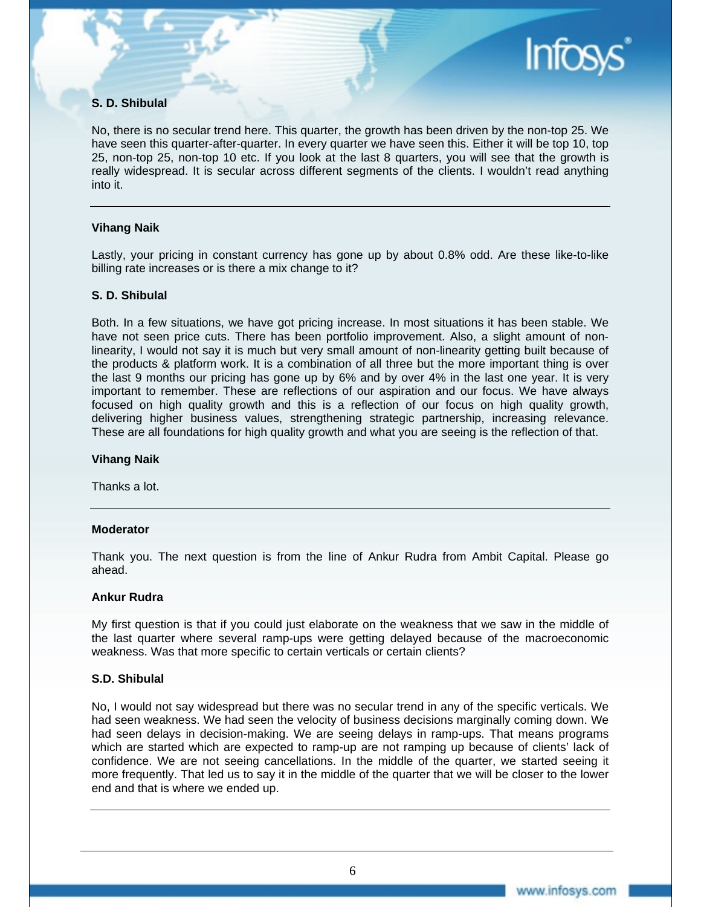**S. D. Shibulal**

No, there is no secular trend here. This quarter, the growth has been driven by the non-top 25. We have seen this quarter-after-quarter. In every quarter we have seen this. Either it will be top 10, top 25, non-top 25, non-top 10 etc. If you look at the last 8 quarters, you will see that the growth is really widespread. It is secular across different segments of the clients. I wouldn't read anything into it.

---

**Vihang Naik**

Lastly, your pricing in constant currency has gone up by about 0.8% odd. Are these like-to-like billing rate increases or is there a mix change to it?

**S. D. Shibulal**

Both. In a few situations, we have got pricing increase. In most situations it has been stable. We have not seen price cuts. There has been portfolio improvement. Also, a slight amount of non-linearity, I would not say it is much but very small amount of non-linearity getting built because of the products & platform work. It is a combination of all three but the more important thing is over the last 9 months our pricing has gone up by 6% and by over 4% in the last one year. It is very important to remember. These are reflections of our aspiration and our focus. We have always focused on high quality growth and this is a reflection of our focus on high quality growth, delivering higher business values, strengthening strategic partnership, increasing relevance. These are all foundations for high quality growth and what you are seeing is the reflection of that.

**Vihang Naik**

Thanks a lot.

---

**Moderator**

Thank you. The next question is from the line of Ankur Rudra from Ambit Capital. Please go ahead.

**Ankur Rudra**

My first question is that if you could just elaborate on the weakness that we saw in the middle of the last quarter where several ramp-ups were getting delayed because of the macroeconomic weakness. Was that more specific to certain verticals or certain clients?

**S.D. Shibulal**

No, I would not say widespread but there was no secular trend in any of the specific verticals. We had seen weakness. We had seen the velocity of business decisions marginally coming down. We had seen delays in decision-making. We are seeing delays in ramp-ups. That means programs which are started which are expected to ramp-up are not ramping up because of clients' lack of confidence. We are not seeing cancellations. In the middle of the quarter, we started seeing it more frequently. That led us to say it in the middle of the quarter that we will be closer to the lower end and that is where we ended up.

---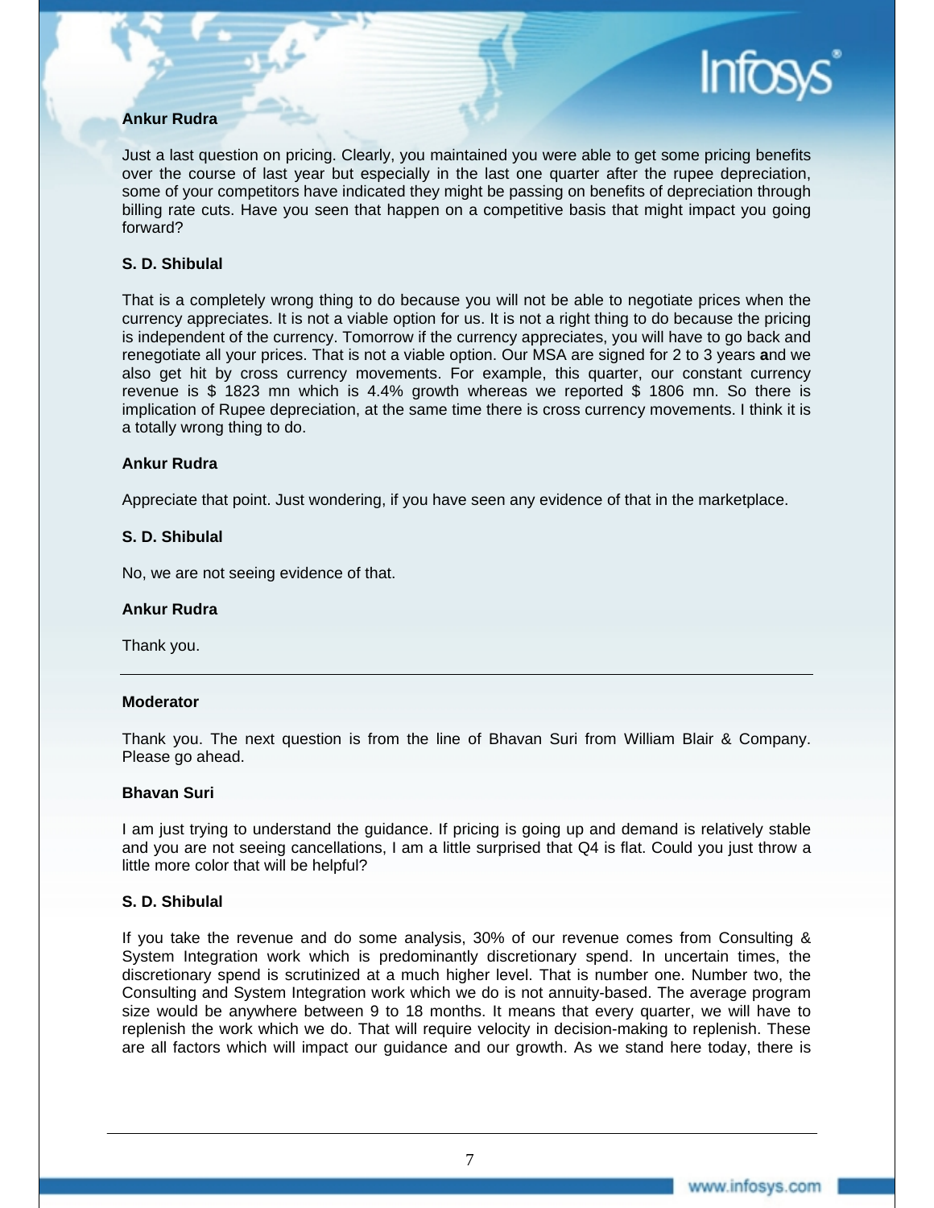**Ankur Rudra**

Just a last question on pricing. Clearly, you maintained you were able to get some pricing benefits over the course of last year but especially in the last one quarter after the rupee depreciation, some of your competitors have indicated they might be passing on benefits of depreciation through billing rate cuts. Have you seen that happen on a competitive basis that might impact you going forward?

**S. D. Shibulal**

That is a completely wrong thing to do because you will not be able to negotiate prices when the currency appreciates. It is not a viable option for us. It is not a right thing to do because the pricing is independent of the currency. Tomorrow if the currency appreciates, you will have to go back and renegotiate all your prices. That is not a viable option. Our MSA are signed for 2 to 3 years **a**nd we also get hit by cross currency movements. For example, this quarter, our constant currency revenue is $ 1823 mn which is 4.4% growth whereas we reported $ 1806 mn. So there is implication of Rupee depreciation, at the same time there is cross currency movements. I think it is a totally wrong thing to do.

**Ankur Rudra**

Appreciate that point. Just wondering, if you have seen any evidence of that in the marketplace.

**S. D. Shibulal**

No, we are not seeing evidence of that.

**Ankur Rudra**

Thank you.

---

**Moderator**

Thank you. The next question is from the line of Bhavan Suri from William Blair & Company. Please go ahead.

**Bhavan Suri**

I am just trying to understand the guidance. If pricing is going up and demand is relatively stable and you are not seeing cancellations, I am a little surprised that Q4 is flat. Could you just throw a little more color that will be helpful?

**S. D. Shibulal**

If you take the revenue and do some analysis, 30% of our revenue comes from Consulting & System Integration work which is predominantly discretionary spend. In uncertain times, the discretionary spend is scrutinized at a much higher level. That is number one. Number two, the Consulting and System Integration work which we do is not annuity-based. The average program size would be anywhere between 9 to 18 months. It means that every quarter, we will have to replenish the work which we do. That will require velocity in decision-making to replenish. These are all factors which will impact our guidance and our growth. As we stand here today, there is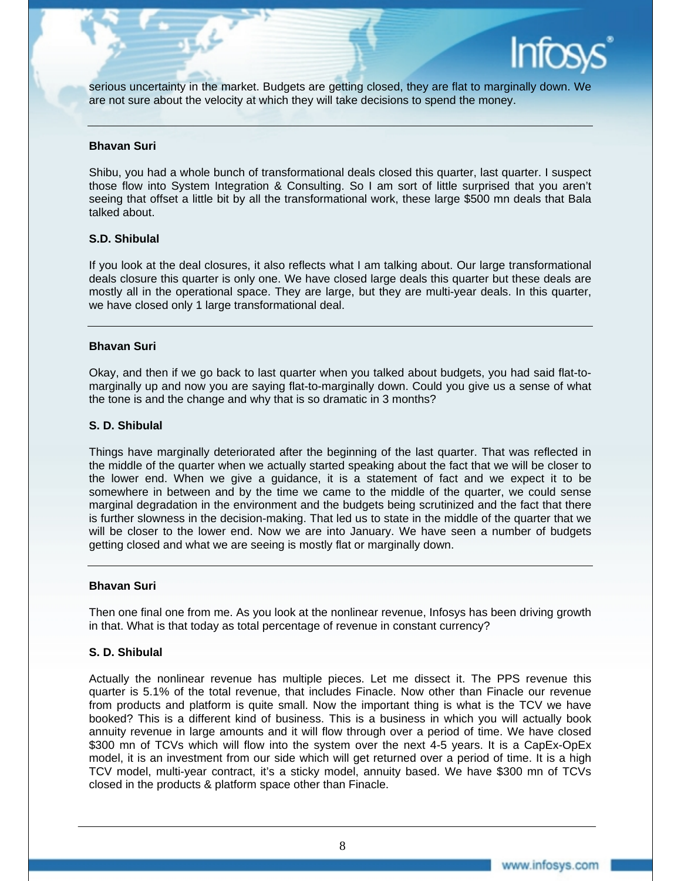serious uncertainty in the market. Budgets are getting closed, they are flat to marginally down. We are not sure about the velocity at which they will take decisions to spend the money.

---

**Bhavan Suri**

Shibu, you had a whole bunch of transformational deals closed this quarter, last quarter. I suspect those flow into System Integration & Consulting. So I am sort of little surprised that you aren't seeing that offset a little bit by all the transformational work, these large $500 mn deals that Bala talked about.

**S.D. Shibulal**

If you look at the deal closures, it also reflects what I am talking about. Our large transformational deals closure this quarter is only one. We have closed large deals this quarter but these deals are mostly all in the operational space. They are large, but they are multi-year deals. In this quarter, we have closed only 1 large transformational deal.

---

**Bhavan Suri**

Okay, and then if we go back to last quarter when you talked about budgets, you had said flat-to-marginally up and now you are saying flat-to-marginally down. Could you give us a sense of what the tone is and the change and why that is so dramatic in 3 months?

**S. D. Shibulal**

Things have marginally deteriorated after the beginning of the last quarter. That was reflected in the middle of the quarter when we actually started speaking about the fact that we will be closer to the lower end. When we give a guidance, it is a statement of fact and we expect it to be somewhere in between and by the time we came to the middle of the quarter, we could sense marginal degradation in the environment and the budgets being scrutinized and the fact that there is further slowness in the decision-making. That led us to state in the middle of the quarter that we will be closer to the lower end. Now we are into January. We have seen a number of budgets getting closed and what we are seeing is mostly flat or marginally down.

---

**Bhavan Suri**

Then one final one from me. As you look at the nonlinear revenue, Infosys has been driving growth in that. What is that today as total percentage of revenue in constant currency?

**S. D. Shibulal**

Actually the nonlinear revenue has multiple pieces. Let me dissect it. The PPS revenue this quarter is 5.1% of the total revenue, that includes Finacle. Now other than Finacle our revenue from products and platform is quite small. Now the important thing is what is the TCV we have booked? This is a different kind of business. This is a business in which you will actually book annuity revenue in large amounts and it will flow through over a period of time. We have closed $300 mn of TCVs which will flow into the system over the next 4-5 years. It is a CapEx-OpEx model, it is an investment from our side which will get returned over a period of time. It is a high TCV model, multi-year contract, it's a sticky model, annuity based. We have $300 mn of TCVs closed in the products & platform space other than Finacle.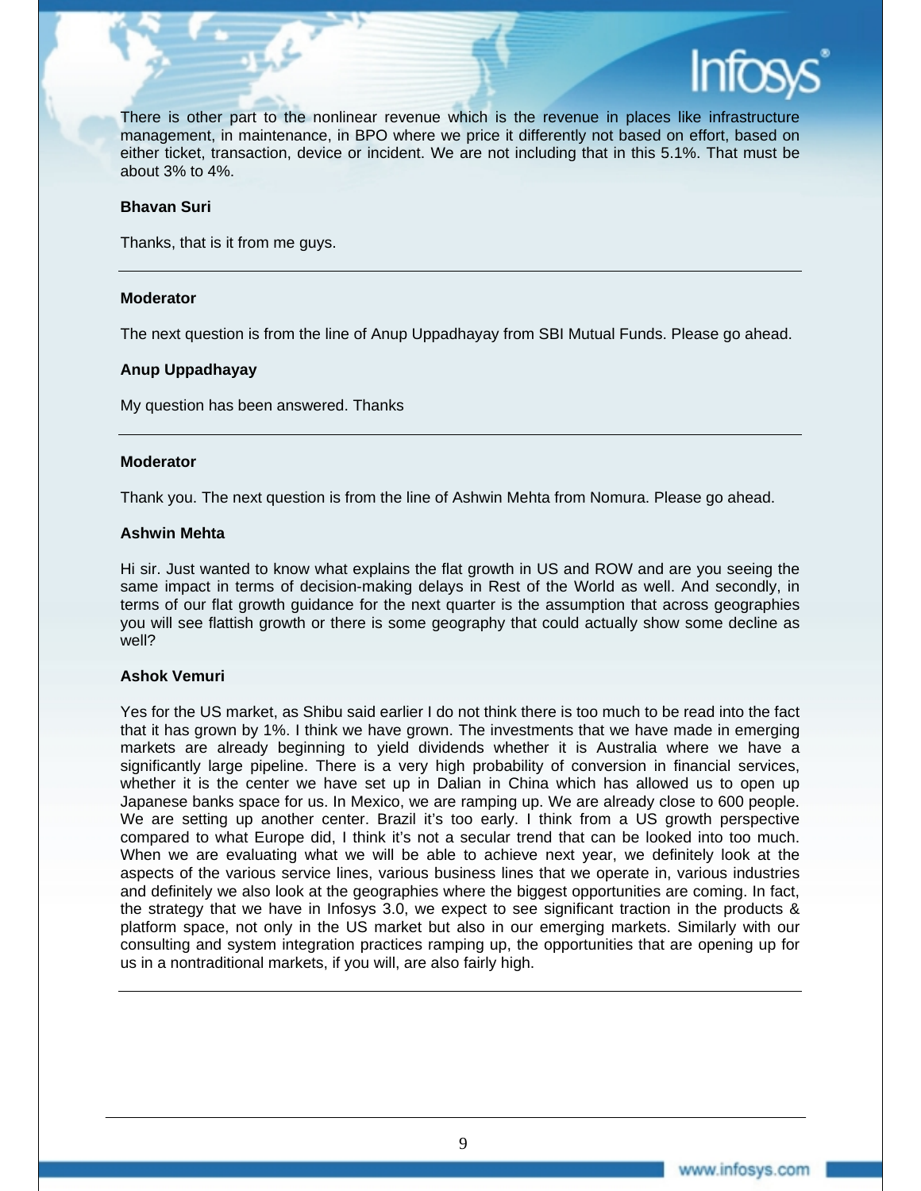There is other part to the nonlinear revenue which is the revenue in places like infrastructure management, in maintenance, in BPO where we price it differently not based on effort, based on either ticket, transaction, device or incident. We are not including that in this 5.1%. That must be about 3% to 4%.

**Bhavan Suri**

Thanks, that is it from me guys.

---

**Moderator**

The next question is from the line of Anup Uppadhayay from SBI Mutual Funds. Please go ahead.

**Anup Uppadhayay**

My question has been answered. Thanks

---

**Moderator**

Thank you. The next question is from the line of Ashwin Mehta from Nomura. Please go ahead.

**Ashwin Mehta**

Hi sir. Just wanted to know what explains the flat growth in US and ROW and are you seeing the same impact in terms of decision-making delays in Rest of the World as well. And secondly, in terms of our flat growth guidance for the next quarter is the assumption that across geographies you will see flattish growth or there is some geography that could actually show some decline as well?

**Ashok Vemuri**

Yes for the US market, as Shibu said earlier I do not think there is too much to be read into the fact that it has grown by 1%. I think we have grown. The investments that we have made in emerging markets are already beginning to yield dividends whether it is Australia where we have a significantly large pipeline. There is a very high probability of conversion in financial services, whether it is the center we have set up in Dalian in China which has allowed us to open up Japanese banks space for us. In Mexico, we are ramping up. We are already close to 600 people. We are setting up another center. Brazil it's too early. I think from a US growth perspective compared to what Europe did, I think it's not a secular trend that can be looked into too much. When we are evaluating what we will be able to achieve next year, we definitely look at the aspects of the various service lines, various business lines that we operate in, various industries and definitely we also look at the geographies where the biggest opportunities are coming. In fact, the strategy that we have in Infosys 3.0, we expect to see significant traction in the products & platform space, not only in the US market but also in our emerging markets. Similarly with our consulting and system integration practices ramping up, the opportunities that are opening up for us in a nontraditional markets, if you will, are also fairly high.

---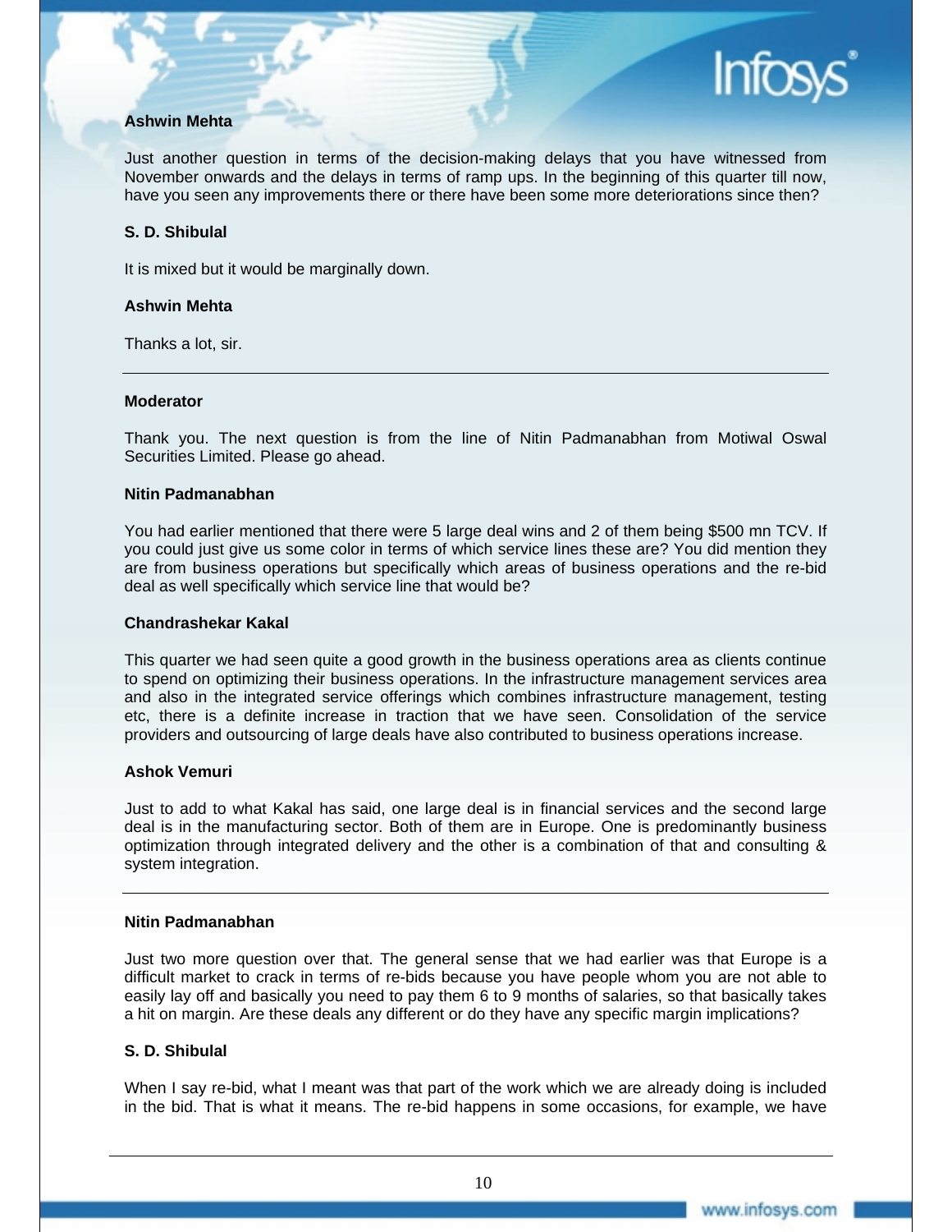**Ashwin Mehta**

Just another question in terms of the decision-making delays that you have witnessed from November onwards and the delays in terms of ramp ups. In the beginning of this quarter till now, have you seen any improvements there or there have been some more deteriorations since then?

**S. D. Shibulal**

It is mixed but it would be marginally down.

**Ashwin Mehta**

Thanks a lot, sir.

---

**Moderator**

Thank you. The next question is from the line of Nitin Padmanabhan from Motiwal Oswal Securities Limited. Please go ahead.

**Nitin Padmanabhan**

You had earlier mentioned that there were 5 large deal wins and 2 of them being $500 mn TCV. If you could just give us some color in terms of which service lines these are? You did mention they are from business operations but specifically which areas of business operations and the re-bid deal as well specifically which service line that would be?

**Chandrashekar Kakal**

This quarter we had seen quite a good growth in the business operations area as clients continue to spend on optimizing their business operations. In the infrastructure management services area and also in the integrated service offerings which combines infrastructure management, testing etc, there is a definite increase in traction that we have seen. Consolidation of the service providers and outsourcing of large deals have also contributed to business operations increase.

**Ashok Vemuri**

Just to add to what Kakal has said, one large deal is in financial services and the second large deal is in the manufacturing sector. Both of them are in Europe. One is predominantly business optimization through integrated delivery and the other is a combination of that and consulting & system integration.

---

**Nitin Padmanabhan**

Just two more question over that. The general sense that we had earlier was that Europe is a difficult market to crack in terms of re-bids because you have people whom you are not able to easily lay off and basically you need to pay them 6 to 9 months of salaries, so that basically takes a hit on margin. Are these deals any different or do they have any specific margin implications?

**S. D. Shibulal**

When I say re-bid, what I meant was that part of the work which we are already doing is included in the bid. That is what it means. The re-bid happens in some occasions, for example, we have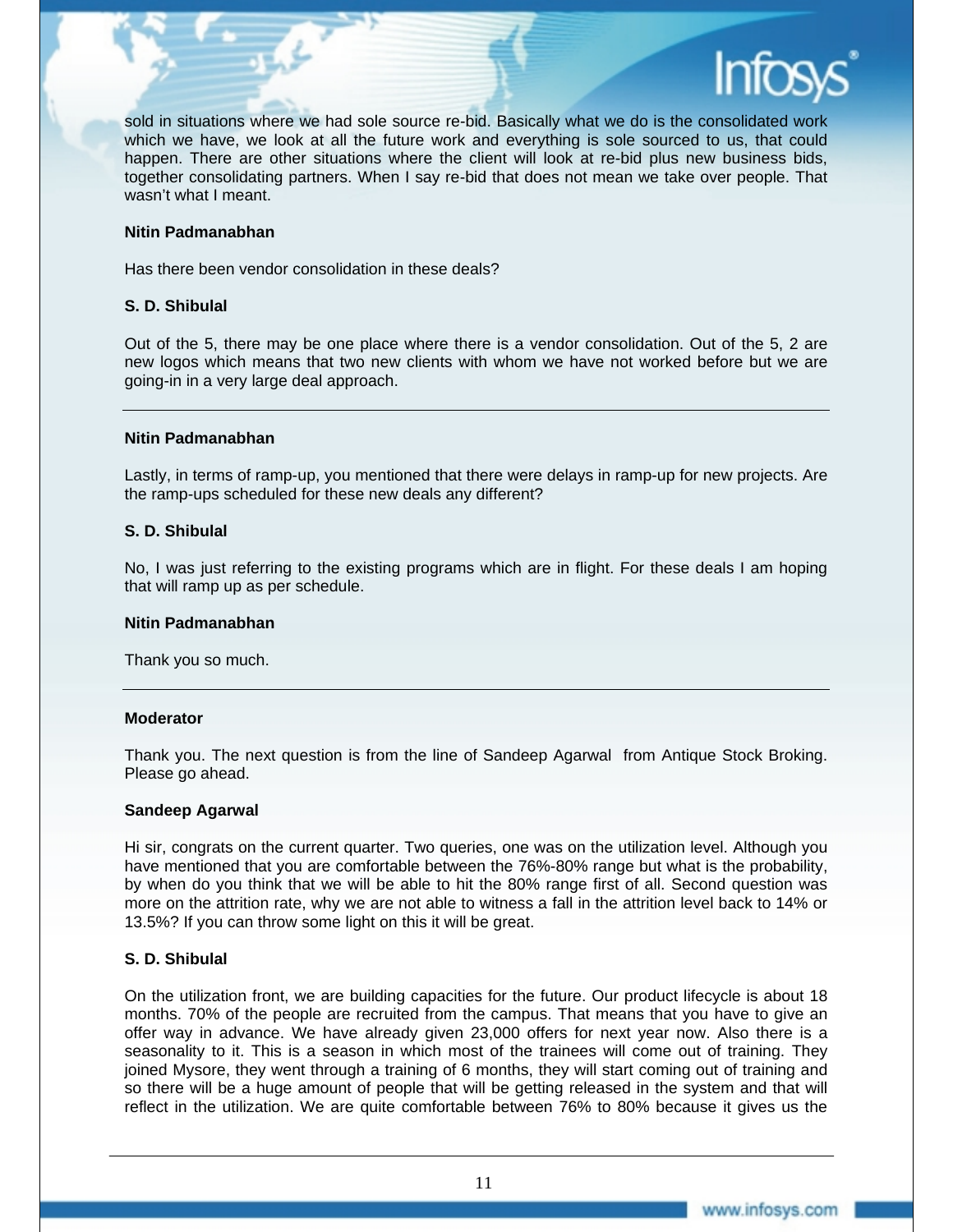sold in situations where we had sole source re-bid. Basically what we do is the consolidated work which we have, we look at all the future work and everything is sole sourced to us, that could happen. There are other situations where the client will look at re-bid plus new business bids, together consolidating partners. When I say re-bid that does not mean we take over people. That wasn't what I meant.

**Nitin Padmanabhan**

Has there been vendor consolidation in these deals?

**S. D. Shibulal**

Out of the 5, there may be one place where there is a vendor consolidation. Out of the 5, 2 are new logos which means that two new clients with whom we have not worked before but we are going-in in a very large deal approach.

---

**Nitin Padmanabhan**

Lastly, in terms of ramp-up, you mentioned that there were delays in ramp-up for new projects. Are the ramp-ups scheduled for these new deals any different?

**S. D. Shibulal**

No, I was just referring to the existing programs which are in flight. For these deals I am hoping that will ramp up as per schedule.

**Nitin Padmanabhan**

Thank you so much.

---

**Moderator**

Thank you. The next question is from the line of Sandeep Agarwal from Antique Stock Broking. Please go ahead.

**Sandeep Agarwal**

Hi sir, congrats on the current quarter. Two queries, one was on the utilization level. Although you have mentioned that you are comfortable between the 76%-80% range but what is the probability, by when do you think that we will be able to hit the 80% range first of all. Second question was more on the attrition rate, why we are not able to witness a fall in the attrition level back to 14% or 13.5%? If you can throw some light on this it will be great.

**S. D. Shibulal**

On the utilization front, we are building capacities for the future. Our product lifecycle is about 18 months. 70% of the people are recruited from the campus. That means that you have to give an offer way in advance. We have already given 23,000 offers for next year now. Also there is a seasonality to it. This is a season in which most of the trainees will come out of training. They joined Mysore, they went through a training of 6 months, they will start coming out of training and so there will be a huge amount of people that will be getting released in the system and that will reflect in the utilization. We are quite comfortable between 76% to 80% because it gives us the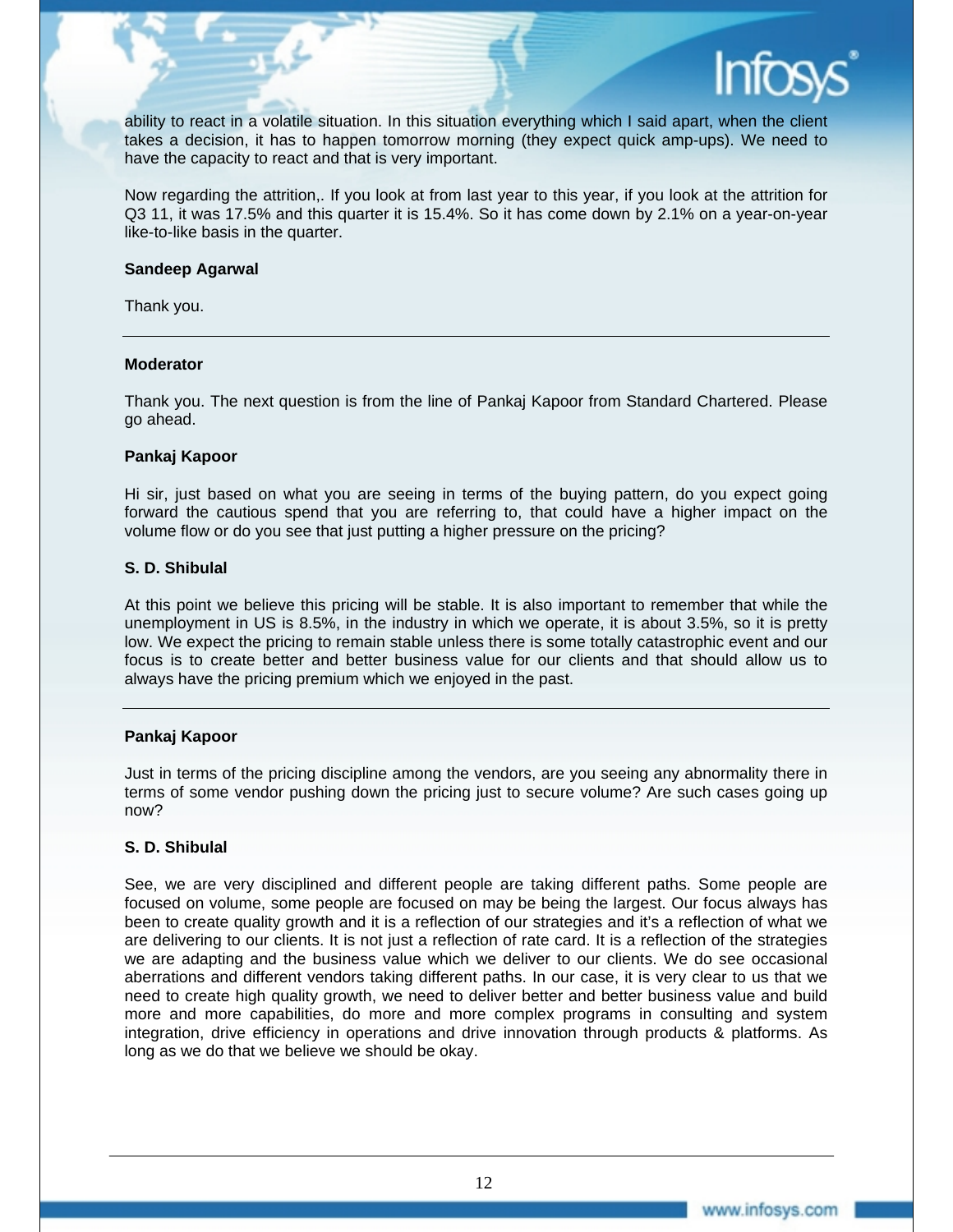ability to react in a volatile situation. In this situation everything which I said apart, when the client takes a decision, it has to happen tomorrow morning (they expect quick amp-ups). We need to have the capacity to react and that is very important.

Now regarding the attrition,. If you look at from last year to this year, if you look at the attrition for Q3 11, it was 17.5% and this quarter it is 15.4%. So it has come down by 2.1% on a year-on-year like-to-like basis in the quarter.

**Sandeep Agarwal**

Thank you.

---

**Moderator**

Thank you. The next question is from the line of Pankaj Kapoor from Standard Chartered. Please go ahead.

**Pankaj Kapoor**

Hi sir, just based on what you are seeing in terms of the buying pattern, do you expect going forward the cautious spend that you are referring to, that could have a higher impact on the volume flow or do you see that just putting a higher pressure on the pricing?

**S. D. Shibulal**

At this point we believe this pricing will be stable. It is also important to remember that while the unemployment in US is 8.5%, in the industry in which we operate, it is about 3.5%, so it is pretty low. We expect the pricing to remain stable unless there is some totally catastrophic event and our focus is to create better and better business value for our clients and that should allow us to always have the pricing premium which we enjoyed in the past.

---

**Pankaj Kapoor**

Just in terms of the pricing discipline among the vendors, are you seeing any abnormality there in terms of some vendor pushing down the pricing just to secure volume? Are such cases going up now?

**S. D. Shibulal**

See, we are very disciplined and different people are taking different paths. Some people are focused on volume, some people are focused on may be being the largest. Our focus always has been to create quality growth and it is a reflection of our strategies and it's a reflection of what we are delivering to our clients. It is not just a reflection of rate card. It is a reflection of the strategies we are adapting and the business value which we deliver to our clients. We do see occasional aberrations and different vendors taking different paths. In our case, it is very clear to us that we need to create high quality growth, we need to deliver better and better business value and build more and more capabilities, do more and more complex programs in consulting and system integration, drive efficiency in operations and drive innovation through products & platforms. As long as we do that we believe we should be okay.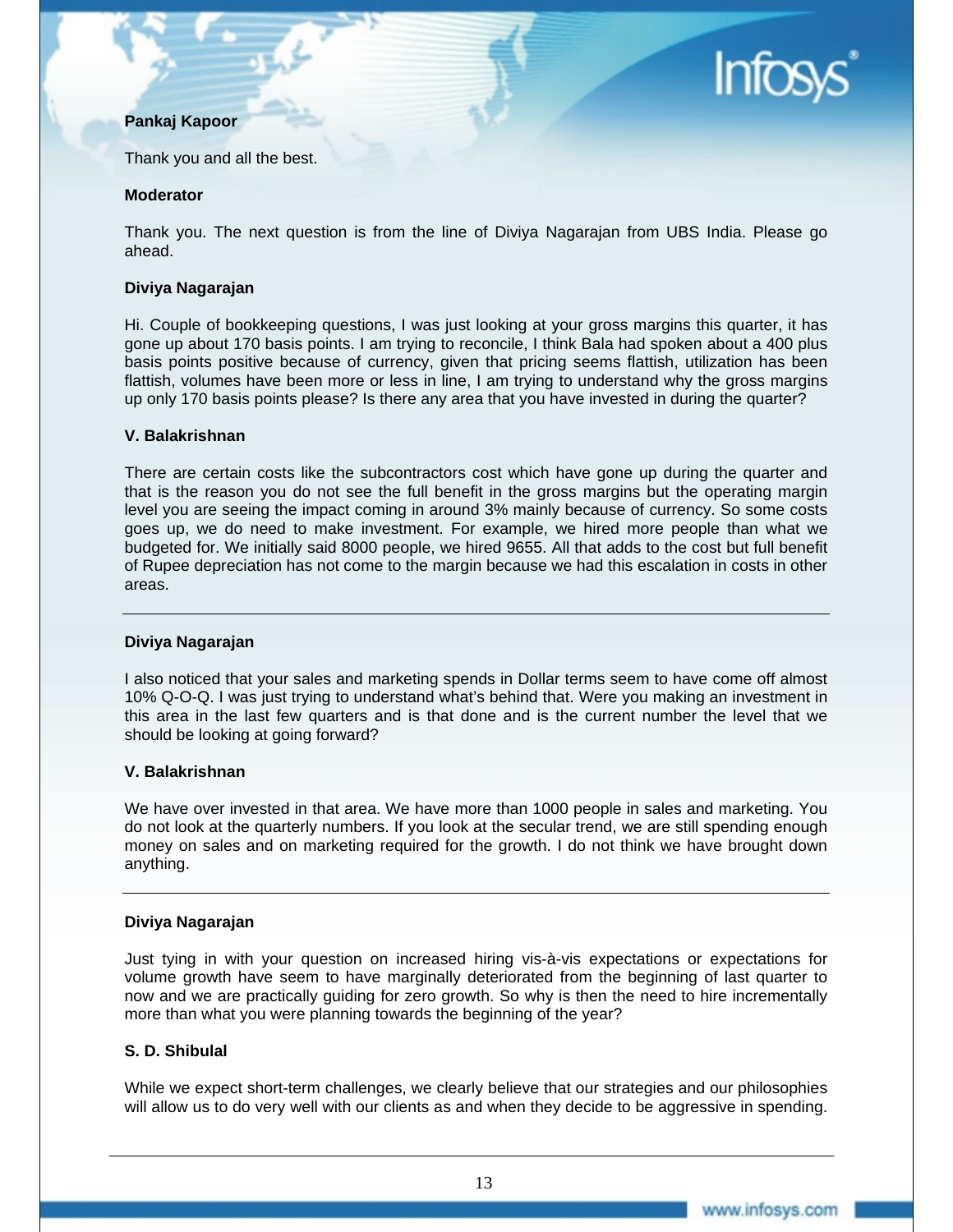**Pankaj Kapoor**

Thank you and all the best.

**Moderator**

Thank you. The next question is from the line of Diviya Nagarajan from UBS India. Please go ahead.

**Diviya Nagarajan**

Hi. Couple of bookkeeping questions, I was just looking at your gross margins this quarter, it has gone up about 170 basis points. I am trying to reconcile, I think Bala had spoken about a 400 plus basis points positive because of currency, given that pricing seems flattish, utilization has been flattish, volumes have been more or less in line, I am trying to understand why the gross margins up only 170 basis points please? Is there any area that you have invested in during the quarter?

**V. Balakrishnan**

There are certain costs like the subcontractors cost which have gone up during the quarter and that is the reason you do not see the full benefit in the gross margins but the operating margin level you are seeing the impact coming in around 3% mainly because of currency. So some costs goes up, we do need to make investment. For example, we hired more people than what we budgeted for. We initially said 8000 people, we hired 9655. All that adds to the cost but full benefit of Rupee depreciation has not come to the margin because we had this escalation in costs in other areas.

---

**Diviya Nagarajan**

I also noticed that your sales and marketing spends in Dollar terms seem to have come off almost 10% Q-O-Q. I was just trying to understand what's behind that. Were you making an investment in this area in the last few quarters and is that done and is the current number the level that we should be looking at going forward?

**V. Balakrishnan**

We have over invested in that area. We have more than 1000 people in sales and marketing. You do not look at the quarterly numbers. If you look at the secular trend, we are still spending enough money on sales and on marketing required for the growth. I do not think we have brought down anything.

---

**Diviya Nagarajan**

Just tying in with your question on increased hiring vis-à-vis expectations or expectations for volume growth have seem to have marginally deteriorated from the beginning of last quarter to now and we are practically guiding for zero growth. So why is then the need to hire incrementally more than what you were planning towards the beginning of the year?

**S. D. Shibulal**

While we expect short-term challenges, we clearly believe that our strategies and our philosophies will allow us to do very well with our clients as and when they decide to be aggressive in spending.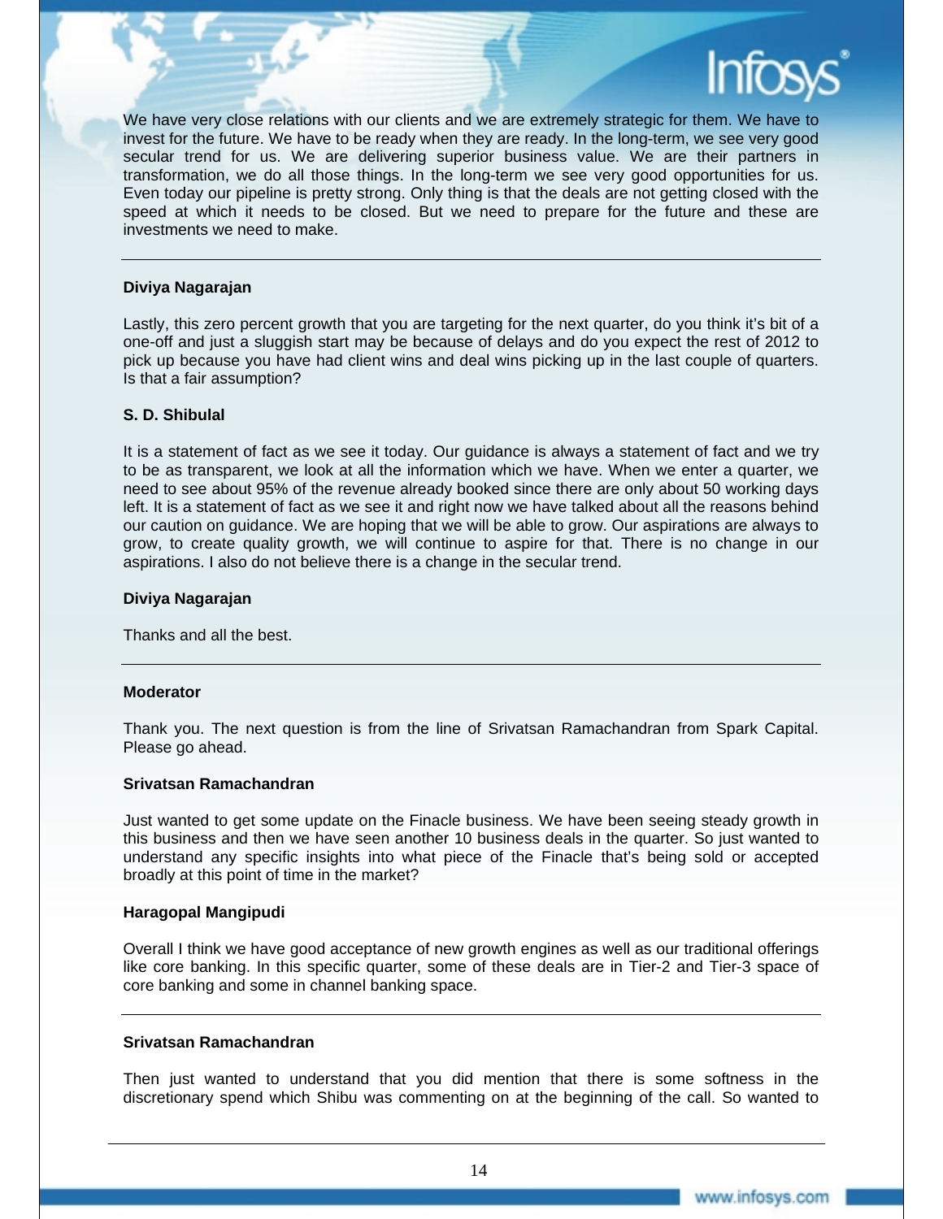We have very close relations with our clients and we are extremely strategic for them. We have to invest for the future. We have to be ready when they are ready. In the long-term, we see very good secular trend for us. We are delivering superior business value. We are their partners in transformation, we do all those things. In the long-term we see very good opportunities for us. Even today our pipeline is pretty strong. Only thing is that the deals are not getting closed with the speed at which it needs to be closed. But we need to prepare for the future and these are investments we need to make.

---

**Diviya Nagarajan**

Lastly, this zero percent growth that you are targeting for the next quarter, do you think it's bit of a one-off and just a sluggish start may be because of delays and do you expect the rest of 2012 to pick up because you have had client wins and deal wins picking up in the last couple of quarters. Is that a fair assumption?

**S. D. Shibulal**

It is a statement of fact as we see it today. Our guidance is always a statement of fact and we try to be as transparent, we look at all the information which we have. When we enter a quarter, we need to see about 95% of the revenue already booked since there are only about 50 working days left. It is a statement of fact as we see it and right now we have talked about all the reasons behind our caution on guidance. We are hoping that we will be able to grow. Our aspirations are always to grow, to create quality growth, we will continue to aspire for that. There is no change in our aspirations. I also do not believe there is a change in the secular trend.

**Diviya Nagarajan**

Thanks and all the best.

---

**Moderator**

Thank you. The next question is from the line of Srivatsan Ramachandran from Spark Capital. Please go ahead.

**Srivatsan Ramachandran**

Just wanted to get some update on the Finacle business. We have been seeing steady growth in this business and then we have seen another 10 business deals in the quarter. So just wanted to understand any specific insights into what piece of the Finacle that's being sold or accepted broadly at this point of time in the market?

**Haragopal Mangipudi**

Overall I think we have good acceptance of new growth engines as well as our traditional offerings like core banking. In this specific quarter, some of these deals are in Tier-2 and Tier-3 space of core banking and some in channel banking space.

---

**Srivatsan Ramachandran**

Then just wanted to understand that you did mention that there is some softness in the discretionary spend which Shibu was commenting on at the beginning of the call. So wanted to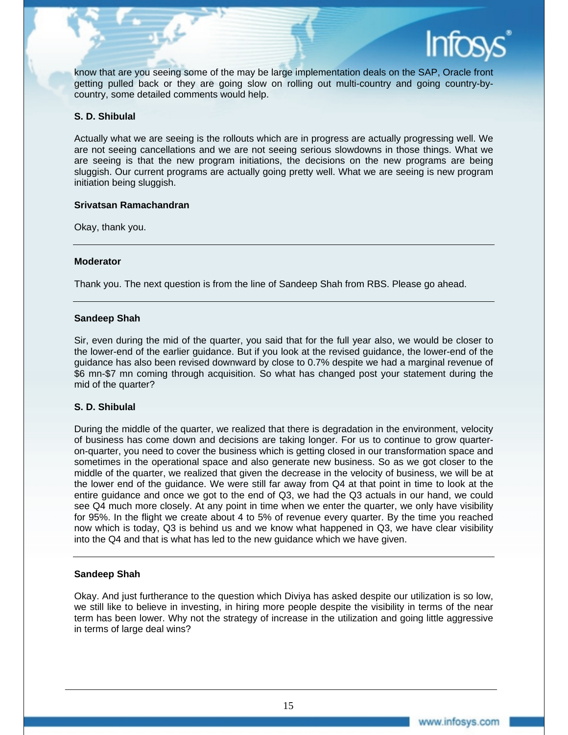know that are you seeing some of the may be large implementation deals on the SAP, Oracle front getting pulled back or they are going slow on rolling out multi-country and going country-by-country, some detailed comments would help.

**S. D. Shibulal**

Actually what we are seeing is the rollouts which are in progress are actually progressing well. We are not seeing cancellations and we are not seeing serious slowdowns in those things. What we are seeing is that the new program initiations, the decisions on the new programs are being sluggish. Our current programs are actually going pretty well. What we are seeing is new program initiation being sluggish.

**Srivatsan Ramachandran**

Okay, thank you.

---

**Moderator**

Thank you. The next question is from the line of Sandeep Shah from RBS. Please go ahead.

---

**Sandeep Shah**

Sir, even during the mid of the quarter, you said that for the full year also, we would be closer to the lower-end of the earlier guidance. But if you look at the revised guidance, the lower-end of the guidance has also been revised downward by close to 0.7% despite we had a marginal revenue of $6 mn-$7 mn coming through acquisition. So what has changed post your statement during the mid of the quarter?

**S. D. Shibulal**

During the middle of the quarter, we realized that there is degradation in the environment, velocity of business has come down and decisions are taking longer. For us to continue to grow quarter-on-quarter, you need to cover the business which is getting closed in our transformation space and sometimes in the operational space and also generate new business. So as we got closer to the middle of the quarter, we realized that given the decrease in the velocity of business, we will be at the lower end of the guidance. We were still far away from Q4 at that point in time to look at the entire guidance and once we got to the end of Q3, we had the Q3 actuals in our hand, we could see Q4 much more closely. At any point in time when we enter the quarter, we only have visibility for 95%. In the flight we create about 4 to 5% of revenue every quarter. By the time you reached now which is today, Q3 is behind us and we know what happened in Q3, we have clear visibility into the Q4 and that is what has led to the new guidance which we have given.

---

**Sandeep Shah**

Okay. And just furtherance to the question which Diviya has asked despite our utilization is so low, we still like to believe in investing, in hiring more people despite the visibility in terms of the near term has been lower. Why not the strategy of increase in the utilization and going little aggressive in terms of large deal wins?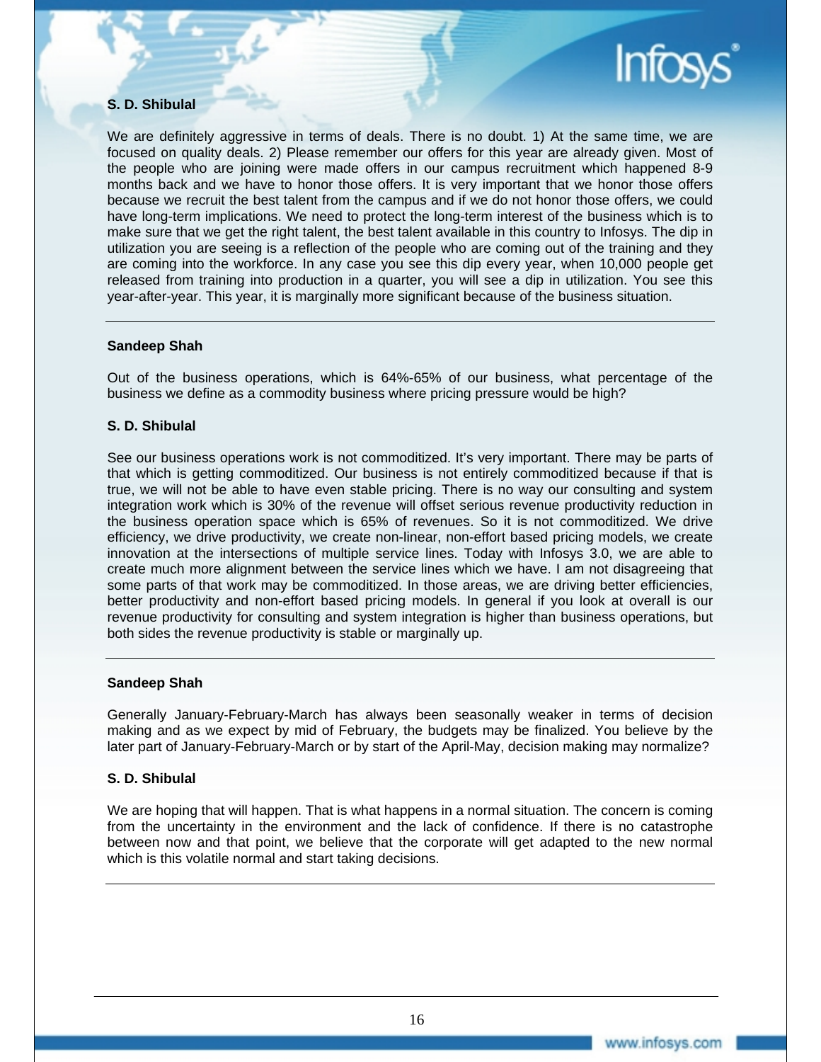**S. D. Shibulal**

We are definitely aggressive in terms of deals. There is no doubt. 1) At the same time, we are focused on quality deals. 2) Please remember our offers for this year are already given. Most of the people who are joining were made offers in our campus recruitment which happened 8-9 months back and we have to honor those offers. It is very important that we honor those offers because we recruit the best talent from the campus and if we do not honor those offers, we could have long-term implications. We need to protect the long-term interest of the business which is to make sure that we get the right talent, the best talent available in this country to Infosys. The dip in utilization you are seeing is a reflection of the people who are coming out of the training and they are coming into the workforce. In any case you see this dip every year, when 10,000 people get released from training into production in a quarter, you will see a dip in utilization. You see this year-after-year. This year, it is marginally more significant because of the business situation.

---

**Sandeep Shah**

Out of the business operations, which is 64%-65% of our business, what percentage of the business we define as a commodity business where pricing pressure would be high?

**S. D. Shibulal**

See our business operations work is not commoditized. It's very important. There may be parts of that which is getting commoditized. Our business is not entirely commoditized because if that is true, we will not be able to have even stable pricing. There is no way our consulting and system integration work which is 30% of the revenue will offset serious revenue productivity reduction in the business operation space which is 65% of revenues. So it is not commoditized. We drive efficiency, we drive productivity, we create non-linear, non-effort based pricing models, we create innovation at the intersections of multiple service lines. Today with Infosys 3.0, we are able to create much more alignment between the service lines which we have. I am not disagreeing that some parts of that work may be commoditized. In those areas, we are driving better efficiencies, better productivity and non-effort based pricing models. In general if you look at overall is our revenue productivity for consulting and system integration is higher than business operations, but both sides the revenue productivity is stable or marginally up.

---

**Sandeep Shah**

Generally January-February-March has always been seasonally weaker in terms of decision making and as we expect by mid of February, the budgets may be finalized. You believe by the later part of January-February-March or by start of the April-May, decision making may normalize?

**S. D. Shibulal**

We are hoping that will happen. That is what happens in a normal situation. The concern is coming from the uncertainty in the environment and the lack of confidence. If there is no catastrophe between now and that point, we believe that the corporate will get adapted to the new normal which is this volatile normal and start taking decisions.

---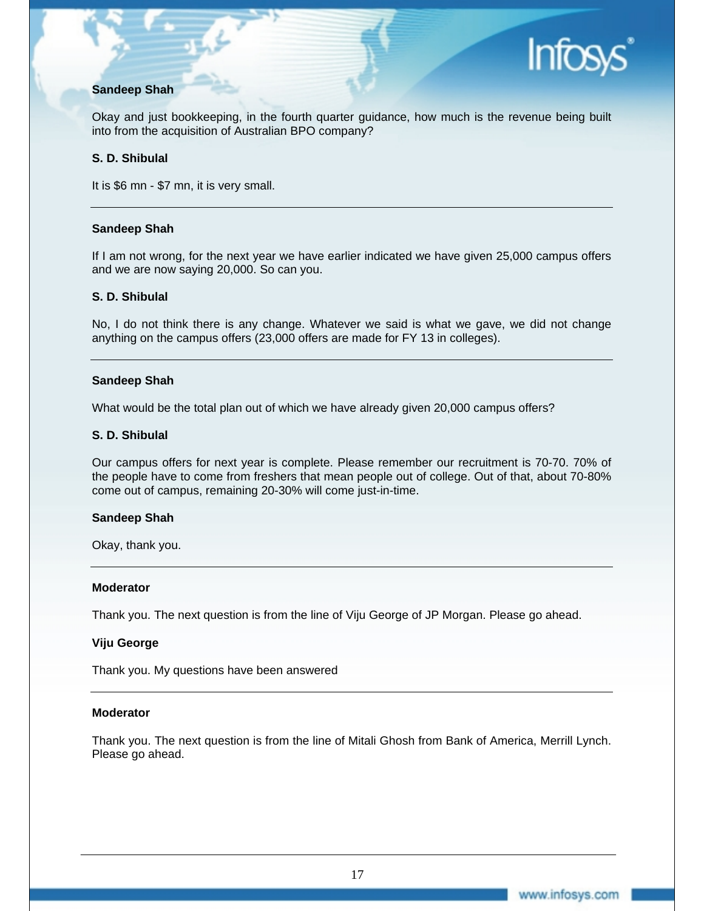**Sandeep Shah**

Okay and just bookkeeping, in the fourth quarter guidance, how much is the revenue being built into from the acquisition of Australian BPO company?

**S. D. Shibulal**

It is $6 mn - $7 mn, it is very small.

---

**Sandeep Shah**

If I am not wrong, for the next year we have earlier indicated we have given 25,000 campus offers and we are now saying 20,000. So can you.

**S. D. Shibulal**

No, I do not think there is any change. Whatever we said is what we gave, we did not change anything on the campus offers (23,000 offers are made for FY 13 in colleges).

---

**Sandeep Shah**

What would be the total plan out of which we have already given 20,000 campus offers?

**S. D. Shibulal**

Our campus offers for next year is complete. Please remember our recruitment is 70-70. 70% of the people have to come from freshers that mean people out of college. Out of that, about 70-80% come out of campus, remaining 20-30% will come just-in-time.

**Sandeep Shah**

Okay, thank you.

---

**Moderator**

Thank you. The next question is from the line of Viju George of JP Morgan. Please go ahead.

**Viju George**

Thank you. My questions have been answered

---

**Moderator**

Thank you. The next question is from the line of Mitali Ghosh from Bank of America, Merrill Lynch. Please go ahead.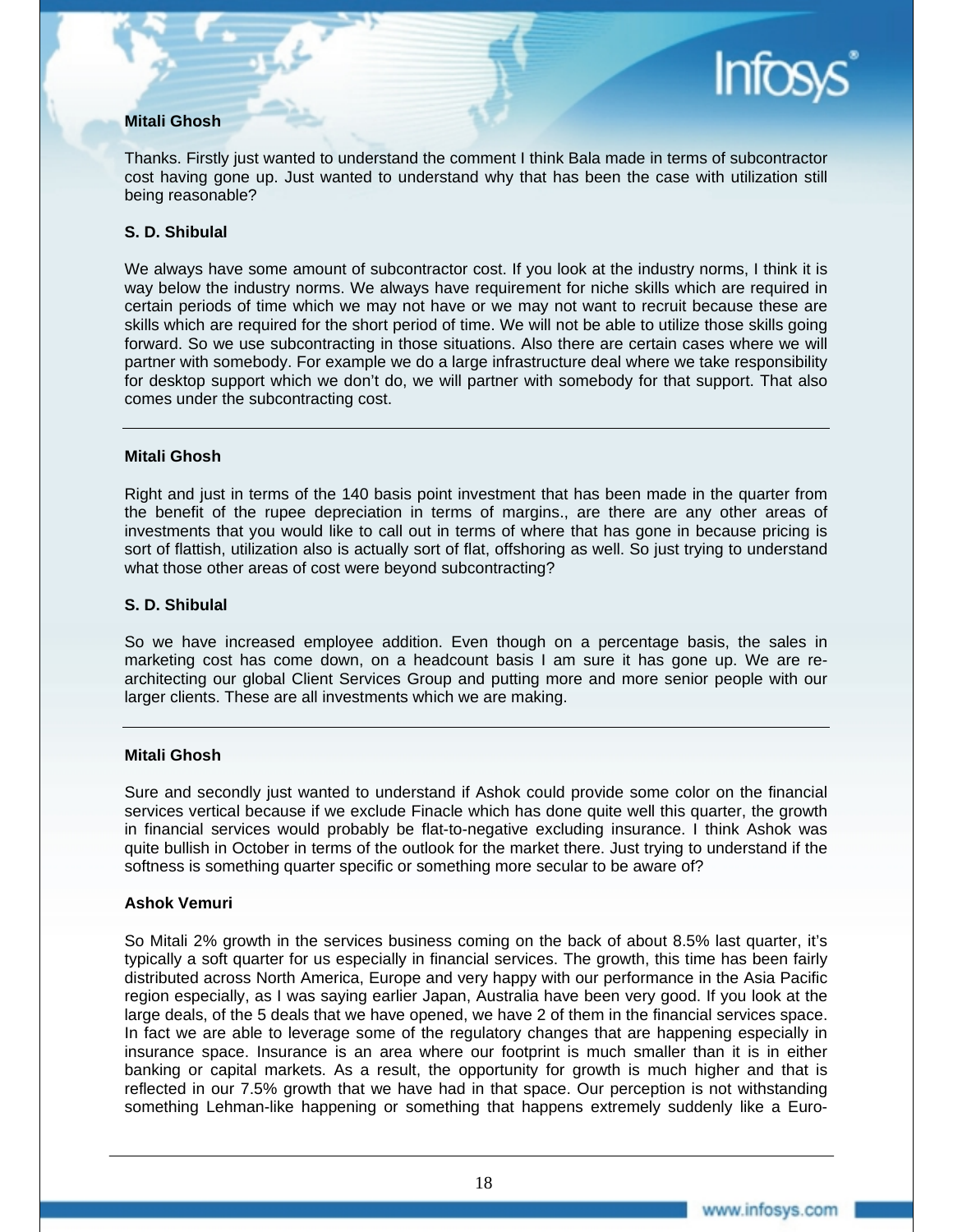**Mitali Ghosh**

Thanks. Firstly just wanted to understand the comment I think Bala made in terms of subcontractor cost having gone up. Just wanted to understand why that has been the case with utilization still being reasonable?

**S. D. Shibulal**

We always have some amount of subcontractor cost. If you look at the industry norms, I think it is way below the industry norms. We always have requirement for niche skills which are required in certain periods of time which we may not have or we may not want to recruit because these are skills which are required for the short period of time. We will not be able to utilize those skills going forward. So we use subcontracting in those situations. Also there are certain cases where we will partner with somebody. For example we do a large infrastructure deal where we take responsibility for desktop support which we don't do, we will partner with somebody for that support. That also comes under the subcontracting cost.

---

**Mitali Ghosh**

Right and just in terms of the 140 basis point investment that has been made in the quarter from the benefit of the rupee depreciation in terms of margins., are there are any other areas of investments that you would like to call out in terms of where that has gone in because pricing is sort of flattish, utilization also is actually sort of flat, offshoring as well. So just trying to understand what those other areas of cost were beyond subcontracting?

**S. D. Shibulal**

So we have increased employee addition. Even though on a percentage basis, the sales in marketing cost has come down, on a headcount basis I am sure it has gone up. We are re-architecting our global Client Services Group and putting more and more senior people with our larger clients. These are all investments which we are making.

---

**Mitali Ghosh**

Sure and secondly just wanted to understand if Ashok could provide some color on the financial services vertical because if we exclude Finacle which has done quite well this quarter, the growth in financial services would probably be flat-to-negative excluding insurance. I think Ashok was quite bullish in October in terms of the outlook for the market there. Just trying to understand if the softness is something quarter specific or something more secular to be aware of?

**Ashok Vemuri**

So Mitali 2% growth in the services business coming on the back of about 8.5% last quarter, it's typically a soft quarter for us especially in financial services. The growth, this time has been fairly distributed across North America, Europe and very happy with our performance in the Asia Pacific region especially, as I was saying earlier Japan, Australia have been very good. If you look at the large deals, of the 5 deals that we have opened, we have 2 of them in the financial services space. In fact we are able to leverage some of the regulatory changes that are happening especially in insurance space. Insurance is an area where our footprint is much smaller than it is in either banking or capital markets. As a result, the opportunity for growth is much higher and that is reflected in our 7.5% growth that we have had in that space. Our perception is not withstanding something Lehman-like happening or something that happens extremely suddenly like a Euro-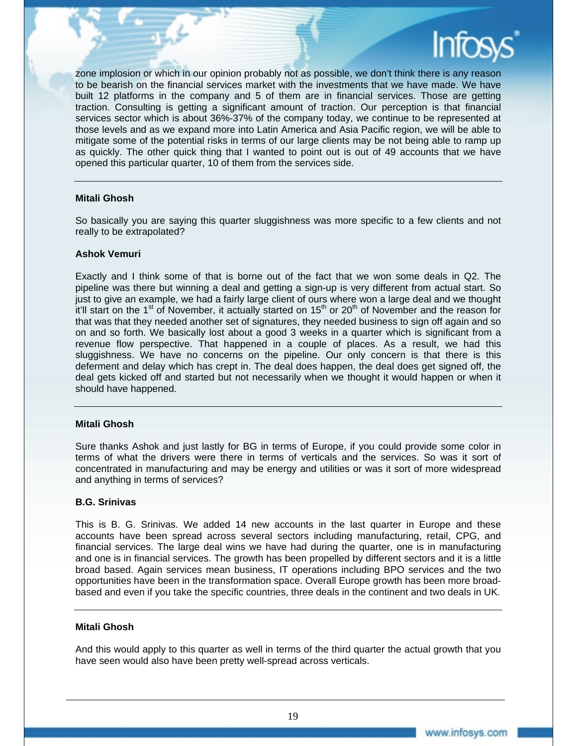zone implosion or which in our opinion probably not as possible, we don't think there is any reason to be bearish on the financial services market with the investments that we have made. We have built 12 platforms in the company and 5 of them are in financial services. Those are getting traction. Consulting is getting a significant amount of traction. Our perception is that financial services sector which is about 36%-37% of the company today, we continue to be represented at those levels and as we expand more into Latin America and Asia Pacific region, we will be able to mitigate some of the potential risks in terms of our large clients may be not being able to ramp up as quickly. The other quick thing that I wanted to point out is out of 49 accounts that we have opened this particular quarter, 10 of them from the services side.

---

**Mitali Ghosh**

So basically you are saying this quarter sluggishness was more specific to a few clients and not really to be extrapolated?

**Ashok Vemuri**

Exactly and I think some of that is borne out of the fact that we won some deals in Q2. The pipeline was there but winning a deal and getting a sign-up is very different from actual start. So just to give an example, we had a fairly large client of ours where won a large deal and we thought it'll start on the 1st of November, it actually started on 15th or 20th of November and the reason for that was that they needed another set of signatures, they needed business to sign off again and so on and so forth. We basically lost about a good 3 weeks in a quarter which is significant from a revenue flow perspective. That happened in a couple of places. As a result, we had this sluggishness. We have no concerns on the pipeline. Our only concern is that there is this deferment and delay which has crept in. The deal does happen, the deal does get signed off, the deal gets kicked off and started but not necessarily when we thought it would happen or when it should have happened.

---

**Mitali Ghosh**

Sure thanks Ashok and just lastly for BG in terms of Europe, if you could provide some color in terms of what the drivers were there in terms of verticals and the services. So was it sort of concentrated in manufacturing and may be energy and utilities or was it sort of more widespread and anything in terms of services?

**B.G. Srinivas**

This is B. G. Srinivas. We added 14 new accounts in the last quarter in Europe and these accounts have been spread across several sectors including manufacturing, retail, CPG, and financial services. The large deal wins we have had during the quarter, one is in manufacturing and one is in financial services. The growth has been propelled by different sectors and it is a little broad based. Again services mean business, IT operations including BPO services and the two opportunities have been in the transformation space. Overall Europe growth has been more broad-based and even if you take the specific countries, three deals in the continent and two deals in UK.

---

**Mitali Ghosh**

And this would apply to this quarter as well in terms of the third quarter the actual growth that you have seen would also have been pretty well-spread across verticals.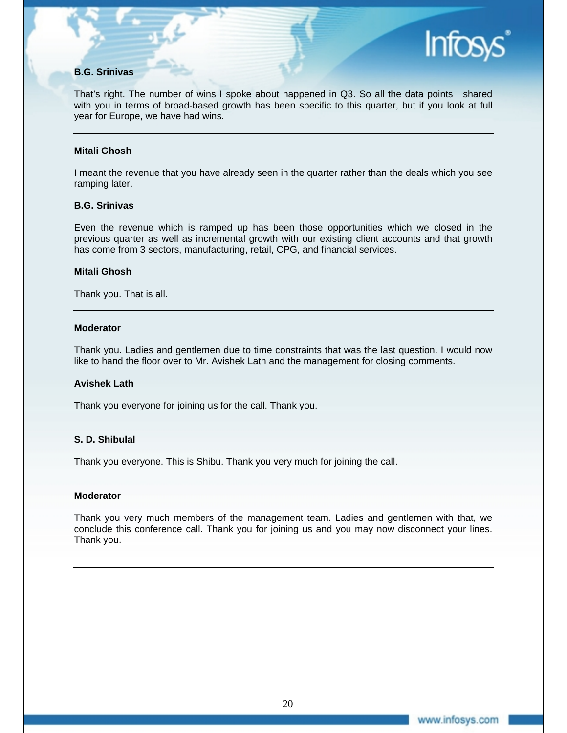**B.G. Srinivas**

That's right. The number of wins I spoke about happened in Q3. So all the data points I shared with you in terms of broad-based growth has been specific to this quarter, but if you look at full year for Europe, we have had wins.

---

**Mitali Ghosh**

I meant the revenue that you have already seen in the quarter rather than the deals which you see ramping later.

**B.G. Srinivas**

Even the revenue which is ramped up has been those opportunities which we closed in the previous quarter as well as incremental growth with our existing client accounts and that growth has come from 3 sectors, manufacturing, retail, CPG, and financial services.

**Mitali Ghosh**

Thank you. That is all.

---

**Moderator**

Thank you. Ladies and gentlemen due to time constraints that was the last question. I would now like to hand the floor over to Mr. Avishek Lath and the management for closing comments.

**Avishek Lath**

Thank you everyone for joining us for the call. Thank you.

---

**S. D. Shibulal**

Thank you everyone. This is Shibu. Thank you very much for joining the call.

---

**Moderator**

Thank you very much members of the management team. Ladies and gentlemen with that, we conclude this conference call. Thank you for joining us and you may now disconnect your lines. Thank you.

---